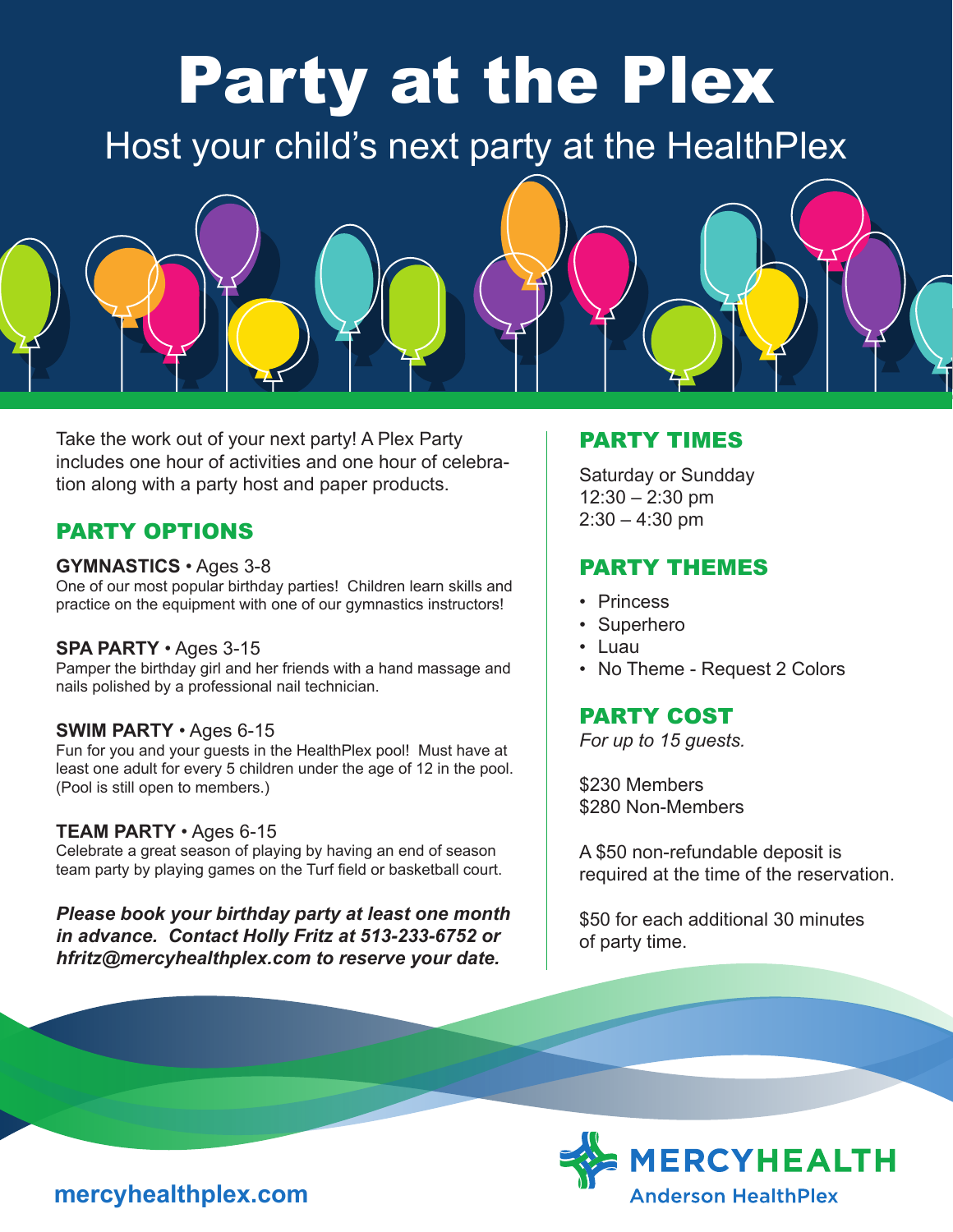# Party at the Plex

Host your child's next party at the HealthPlex

Take the work out of your next party! A Plex Party includes one hour of activities and one hour of celebration along with a party host and paper products.

## PARTY OPTIONS

**GYMNASTICS** • Ages 3-8
One of our most popular birthday parties! Children learn skills and practice on the equipment with one of our gymnastics instructors!

**SPA PARTY** • Ages 3-15
Pamper the birthday girl and her friends with a hand massage and nails polished by a professional nail technician.

**SWIM PARTY** • Ages 6-15
Fun for you and your guests in the HealthPlex pool! Must have at least one adult for every 5 children under the age of 12 in the pool. (Pool is still open to members.)

**TEAM PARTY** • Ages 6-15
Celebrate a great season of playing by having an end of season team party by playing games on the Turf field or basketball court.

***Please book your birthday party at least one month in advance. Contact Holly Fritz at 513-233-6752 or hfritz@mercyhealthplex.com to reserve your date.***

## PARTY TIMES

Saturday or Sundday
12:30 – 2:30 pm
2:30 – 4:30 pm

## PARTY THEMES

- Princess
- Superhero
- Luau
- No Theme - Request 2 Colors

## PARTY COST

*For up to 15 guests.*

$230 Members
$280 Non-Members

A $50 non-refundable deposit is required at the time of the reservation.

$50 for each additional 30 minutes of party time.

mercyhealthplex.com

MERCYHEALTH
Anderson HealthPlex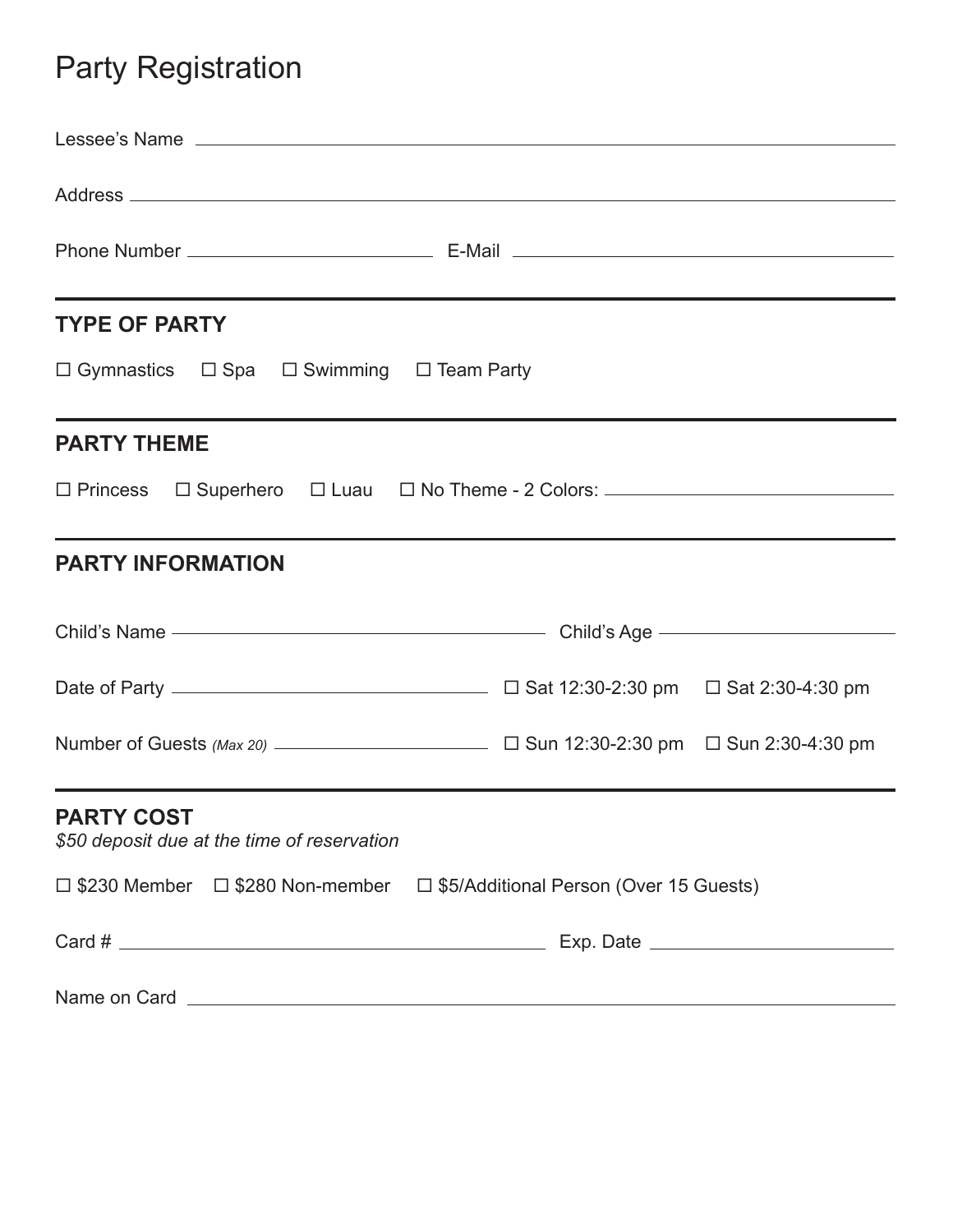# Party Registration

Lessee's Name \_\_\_\_\_\_\_\_\_\_\_\_\_\_\_\_\_\_\_\_\_\_\_\_\_\_\_\_\_\_\_\_\_\_\_\_\_\_\_\_

Address \_\_\_\_\_\_\_\_\_\_\_\_\_\_\_\_\_\_\_\_\_\_\_\_\_\_\_\_\_\_\_\_\_\_\_\_\_\_\_\_

Phone Number \_\_\_\_\_\_\_\_\_\_\_\_\_\_\_\_\_\_\_\_ E-Mail \_\_\_\_\_\_\_\_\_\_\_\_\_\_\_\_\_\_\_\_

---

## TYPE OF PARTY

☐ Gymnastics ☐ Spa ☐ Swimming ☐ Team Party

---

## PARTY THEME

☐ Princess ☐ Superhero ☐ Luau ☐ No Theme - 2 Colors: \_\_\_\_\_\_\_\_\_\_\_\_\_\_\_\_\_\_\_\_

---

## PARTY INFORMATION

Child's Name \_\_\_\_\_\_\_\_\_\_\_\_\_\_\_\_\_\_\_\_ Child's Age \_\_\_\_\_\_\_\_\_\_\_\_\_\_\_\_\_\_\_\_

Date of Party \_\_\_\_\_\_\_\_\_\_\_\_\_\_\_\_\_\_\_\_ ☐ Sat 12:30-2:30 pm ☐ Sat 2:30-4:30 pm

Number of Guests *(Max 20)* \_\_\_\_\_\_\_\_\_\_\_\_\_\_\_\_\_\_\_\_ ☐ Sun 12:30-2:30 pm ☐ Sun 2:30-4:30 pm

---

## PARTY COST

*$50 deposit due at the time of reservation*

☐ $230 Member ☐ $280 Non-member ☐ $5/Additional Person (Over 15 Guests)

Card # \_\_\_\_\_\_\_\_\_\_\_\_\_\_\_\_\_\_\_\_ Exp. Date \_\_\_\_\_\_\_\_\_\_\_\_\_\_\_\_\_\_\_\_

Name on Card \_\_\_\_\_\_\_\_\_\_\_\_\_\_\_\_\_\_\_\_\_\_\_\_\_\_\_\_\_\_\_\_\_\_\_\_\_\_\_\_